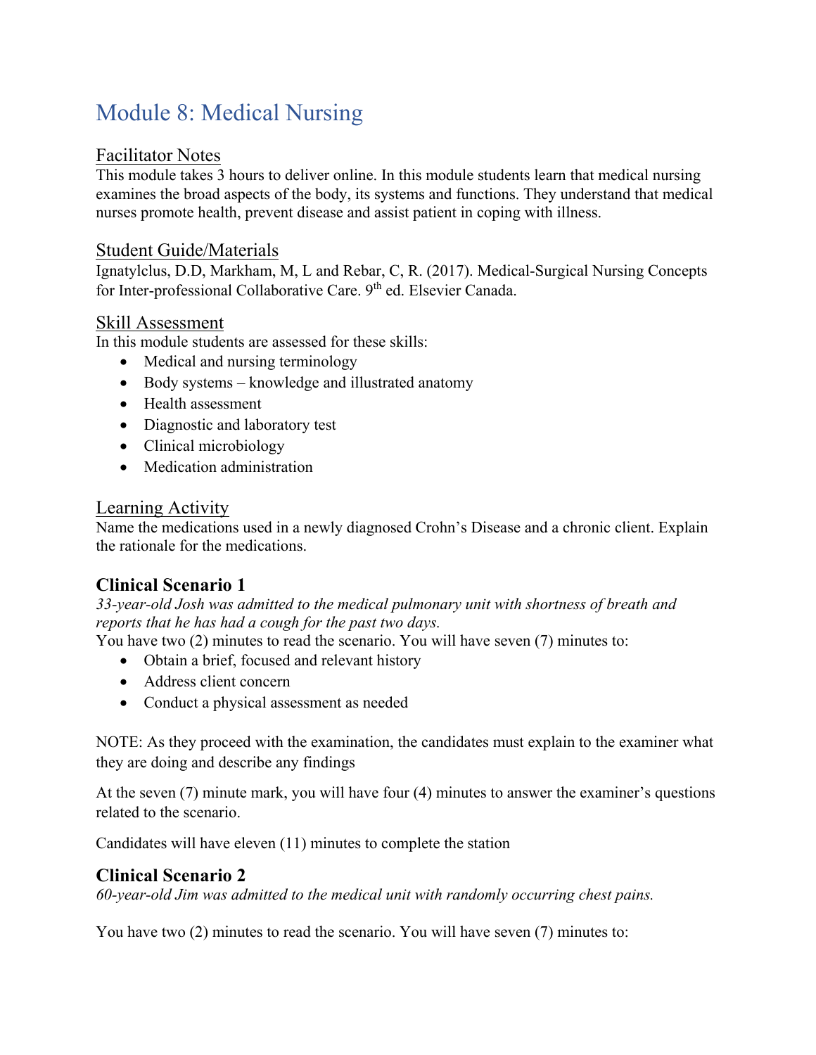# Module 8: Medical Nursing

## Facilitator Notes

This module takes 3 hours to deliver online. In this module students learn that medical nursing examines the broad aspects of the body, its systems and functions. They understand that medical nurses promote health, prevent disease and assist patient in coping with illness.

## Student Guide/Materials

Ignatylclus, D.D, Markham, M, L and Rebar, C, R. (2017). Medical-Surgical Nursing Concepts for Inter-professional Collaborative Care. 9th ed. Elsevier Canada.

## Skill Assessment

In this module students are assessed for these skills:

- Medical and nursing terminology
- Body systems – knowledge and illustrated anatomy
- Health assessment
- Diagnostic and laboratory test
- Clinical microbiology
- Medication administration

## Learning Activity

Name the medications used in a newly diagnosed Crohn's Disease and a chronic client. Explain the rationale for the medications.

### Clinical Scenario 1

*33-year-old Josh was admitted to the medical pulmonary unit with shortness of breath and reports that he has had a cough for the past two days.*

You have two (2) minutes to read the scenario. You will have seven (7) minutes to:

- Obtain a brief, focused and relevant history
- Address client concern
- Conduct a physical assessment as needed

NOTE: As they proceed with the examination, the candidates must explain to the examiner what they are doing and describe any findings

At the seven (7) minute mark, you will have four (4) minutes to answer the examiner's questions related to the scenario.

Candidates will have eleven (11) minutes to complete the station

### Clinical Scenario 2

*60-year-old Jim was admitted to the medical unit with randomly occurring chest pains.*

You have two (2) minutes to read the scenario. You will have seven (7) minutes to: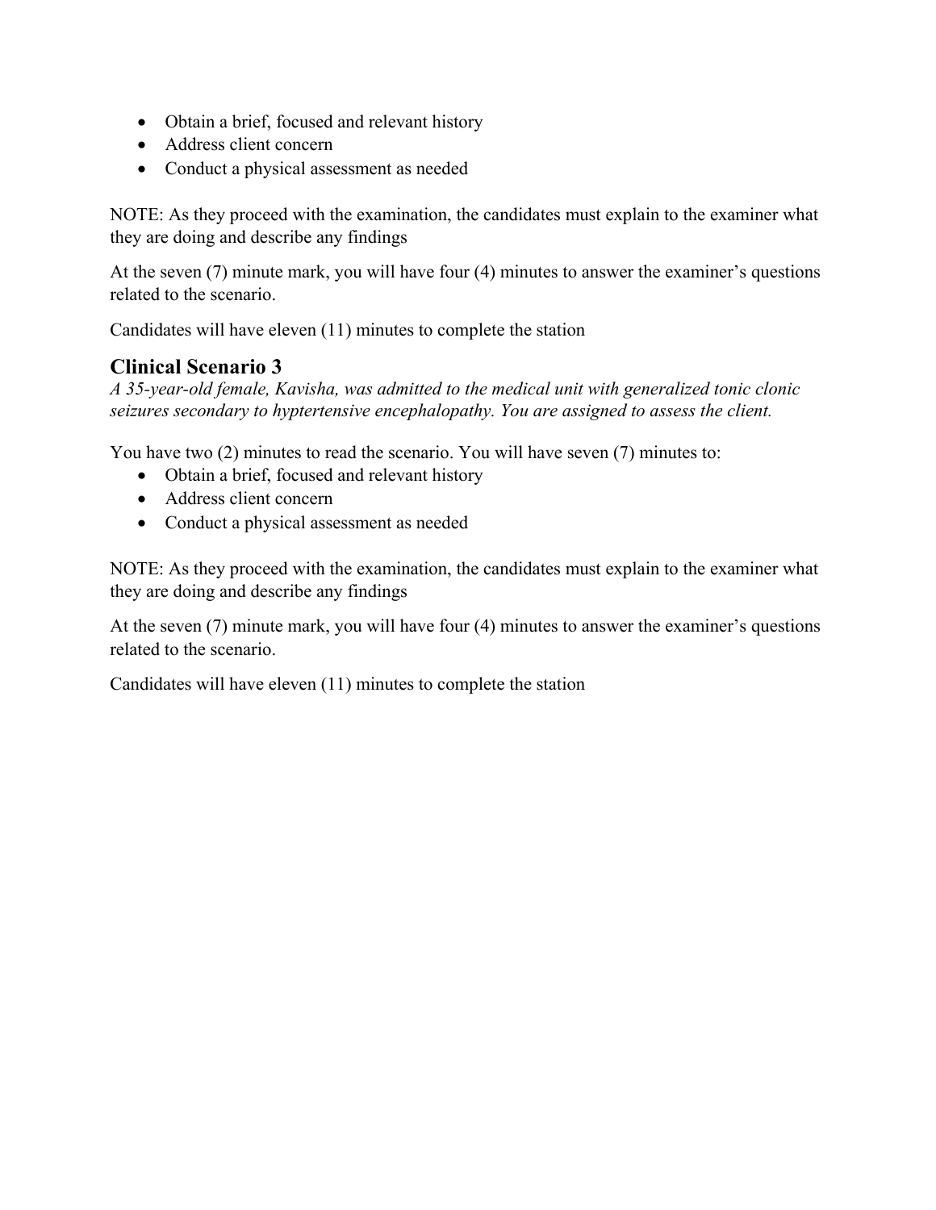- Obtain a brief, focused and relevant history
- Address client concern
- Conduct a physical assessment as needed

NOTE: As they proceed with the examination, the candidates must explain to the examiner what they are doing and describe any findings

At the seven (7) minute mark, you will have four (4) minutes to answer the examiner's questions related to the scenario.

Candidates will have eleven (11) minutes to complete the station

## Clinical Scenario 3

*A 35-year-old female, Kavisha, was admitted to the medical unit with generalized tonic clonic seizures secondary to hyptertensive encephalopathy. You are assigned to assess the client.*

You have two (2) minutes to read the scenario. You will have seven (7) minutes to:

- Obtain a brief, focused and relevant history
- Address client concern
- Conduct a physical assessment as needed

NOTE: As they proceed with the examination, the candidates must explain to the examiner what they are doing and describe any findings

At the seven (7) minute mark, you will have four (4) minutes to answer the examiner's questions related to the scenario.

Candidates will have eleven (11) minutes to complete the station